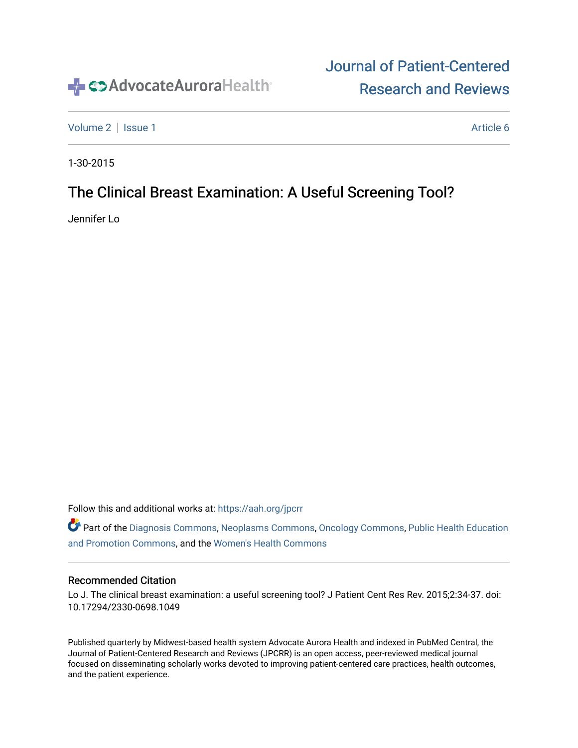AdvocateAuroraHealth

# Journal of Patient-Centered Research and Reviews

Volume 2 | Issue 1 | Article 6

1-30-2015

## The Clinical Breast Examination: A Useful Screening Tool?

Jennifer Lo

Follow this and additional works at: https://aah.org/jpcrr

Part of the Diagnosis Commons, Neoplasms Commons, Oncology Commons, Public Health Education and Promotion Commons, and the Women's Health Commons

### Recommended Citation

Lo J. The clinical breast examination: a useful screening tool? J Patient Cent Res Rev. 2015;2:34-37. doi: 10.17294/2330-0698.1049

Published quarterly by Midwest-based health system Advocate Aurora Health and indexed in PubMed Central, the Journal of Patient-Centered Research and Reviews (JPCRR) is an open access, peer-reviewed medical journal focused on disseminating scholarly works devoted to improving patient-centered care practices, health outcomes, and the patient experience.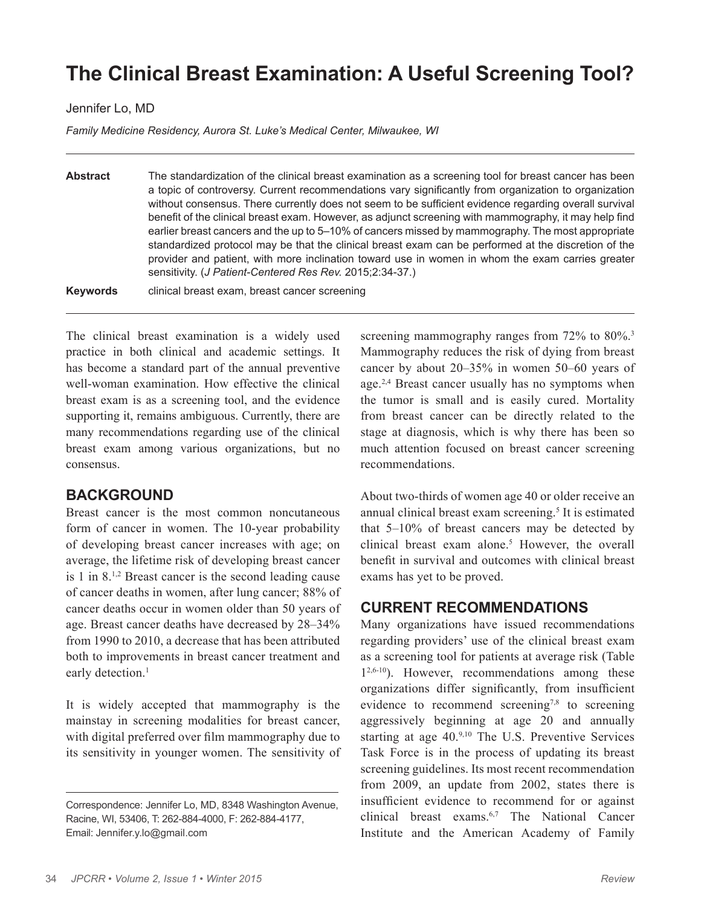# The Clinical Breast Examination: A Useful Screening Tool?

Jennifer Lo, MD

*Family Medicine Residency, Aurora St. Luke's Medical Center, Milwaukee, WI*

**Abstract** The standardization of the clinical breast examination as a screening tool for breast cancer has been a topic of controversy. Current recommendations vary significantly from organization to organization without consensus. There currently does not seem to be sufficient evidence regarding overall survival benefit of the clinical breast exam. However, as adjunct screening with mammography, it may help find earlier breast cancers and the up to 5–10% of cancers missed by mammography. The most appropriate standardized protocol may be that the clinical breast exam can be performed at the discretion of the provider and patient, with more inclination toward use in women in whom the exam carries greater sensitivity. (*J Patient-Centered Res Rev.* 2015;2:34-37.)

**Keywords** clinical breast exam, breast cancer screening

The clinical breast examination is a widely used practice in both clinical and academic settings. It has become a standard part of the annual preventive well-woman examination. How effective the clinical breast exam is as a screening tool, and the evidence supporting it, remains ambiguous. Currently, there are many recommendations regarding use of the clinical breast exam among various organizations, but no consensus.

## BACKGROUND

Breast cancer is the most common noncutaneous form of cancer in women. The 10-year probability of developing breast cancer increases with age; on average, the lifetime risk of developing breast cancer is 1 in 8.[1,2] Breast cancer is the second leading cause of cancer deaths in women, after lung cancer; 88% of cancer deaths occur in women older than 50 years of age. Breast cancer deaths have decreased by 28–34% from 1990 to 2010, a decrease that has been attributed both to improvements in breast cancer treatment and early detection.[1]

It is widely accepted that mammography is the mainstay in screening modalities for breast cancer, with digital preferred over film mammography due to its sensitivity in younger women. The sensitivity of screening mammography ranges from 72% to 80%.[3] Mammography reduces the risk of dying from breast cancer by about 20–35% in women 50–60 years of age.[2,4] Breast cancer usually has no symptoms when the tumor is small and is easily cured. Mortality from breast cancer can be directly related to the stage at diagnosis, which is why there has been so much attention focused on breast cancer screening recommendations.

About two-thirds of women age 40 or older receive an annual clinical breast exam screening.[5] It is estimated that 5–10% of breast cancers may be detected by clinical breast exam alone.[5] However, the overall benefit in survival and outcomes with clinical breast exams has yet to be proved.

## CURRENT RECOMMENDATIONS

Many organizations have issued recommendations regarding providers' use of the clinical breast exam as a screening tool for patients at average risk (Table 1[2,6-10]). However, recommendations among these organizations differ significantly, from insufficient evidence to recommend screening[7,8] to screening aggressively beginning at age 20 and annually starting at age 40.[9,10] The U.S. Preventive Services Task Force is in the process of updating its breast screening guidelines. Its most recent recommendation from 2009, an update from 2002, states there is insufficient evidence to recommend for or against clinical breast exams.[6,7] The National Cancer Institute and the American Academy of Family

Correspondence: Jennifer Lo, MD, 8348 Washington Avenue, Racine, WI, 53406, T: 262-884-4000, F: 262-884-4177, Email: Jennifer.y.lo@gmail.com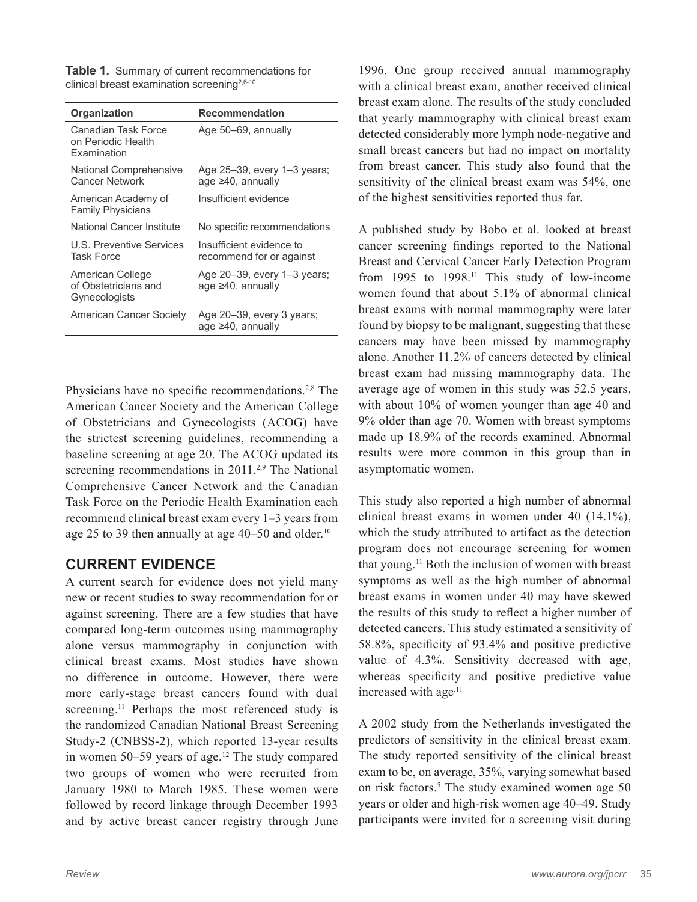**Table 1.** Summary of current recommendations for clinical breast examination screening[2,6-10]

| Organization | Recommendation |
|---|---|
| Canadian Task Force on Periodic Health Examination | Age 50–69, annually |
| National Comprehensive Cancer Network | Age 25–39, every 1–3 years; age ≥40, annually |
| American Academy of Family Physicians | Insufficient evidence |
| National Cancer Institute | No specific recommendations |
| U.S. Preventive Services Task Force | Insufficient evidence to recommend for or against |
| American College of Obstetricians and Gynecologists | Age 20–39, every 1–3 years; age ≥40, annually |
| American Cancer Society | Age 20–39, every 3 years; age ≥40, annually |

Physicians have no specific recommendations.[2,8] The American Cancer Society and the American College of Obstetricians and Gynecologists (ACOG) have the strictest screening guidelines, recommending a baseline screening at age 20. The ACOG updated its screening recommendations in 2011.[2,9] The National Comprehensive Cancer Network and the Canadian Task Force on the Periodic Health Examination each recommend clinical breast exam every 1–3 years from age 25 to 39 then annually at age 40–50 and older.[10]

## CURRENT EVIDENCE

A current search for evidence does not yield many new or recent studies to sway recommendation for or against screening. There are a few studies that have compared long-term outcomes using mammography alone versus mammography in conjunction with clinical breast exams. Most studies have shown no difference in outcome. However, there were more early-stage breast cancers found with dual screening.[11] Perhaps the most referenced study is the randomized Canadian National Breast Screening Study-2 (CNBSS-2), which reported 13-year results in women 50–59 years of age.[12] The study compared two groups of women who were recruited from January 1980 to March 1985. These women were followed by record linkage through December 1993 and by active breast cancer registry through June 1996. One group received annual mammography with a clinical breast exam, another received clinical breast exam alone. The results of the study concluded that yearly mammography with clinical breast exam detected considerably more lymph node-negative and small breast cancers but had no impact on mortality from breast cancer. This study also found that the sensitivity of the clinical breast exam was 54%, one of the highest sensitivities reported thus far.

A published study by Bobo et al. looked at breast cancer screening findings reported to the National Breast and Cervical Cancer Early Detection Program from 1995 to 1998.[11] This study of low-income women found that about 5.1% of abnormal clinical breast exams with normal mammography were later found by biopsy to be malignant, suggesting that these cancers may have been missed by mammography alone. Another 11.2% of cancers detected by clinical breast exam had missing mammography data. The average age of women in this study was 52.5 years, with about 10% of women younger than age 40 and 9% older than age 70. Women with breast symptoms made up 18.9% of the records examined. Abnormal results were more common in this group than in asymptomatic women.

This study also reported a high number of abnormal clinical breast exams in women under 40 (14.1%), which the study attributed to artifact as the detection program does not encourage screening for women that young.[11] Both the inclusion of women with breast symptoms as well as the high number of abnormal breast exams in women under 40 may have skewed the results of this study to reflect a higher number of detected cancers. This study estimated a sensitivity of 58.8%, specificity of 93.4% and positive predictive value of 4.3%. Sensitivity decreased with age, whereas specificity and positive predictive value increased with age.[11]

A 2002 study from the Netherlands investigated the predictors of sensitivity in the clinical breast exam. The study reported sensitivity of the clinical breast exam to be, on average, 35%, varying somewhat based on risk factors.[5] The study examined women age 50 years or older and high-risk women age 40–49. Study participants were invited for a screening visit during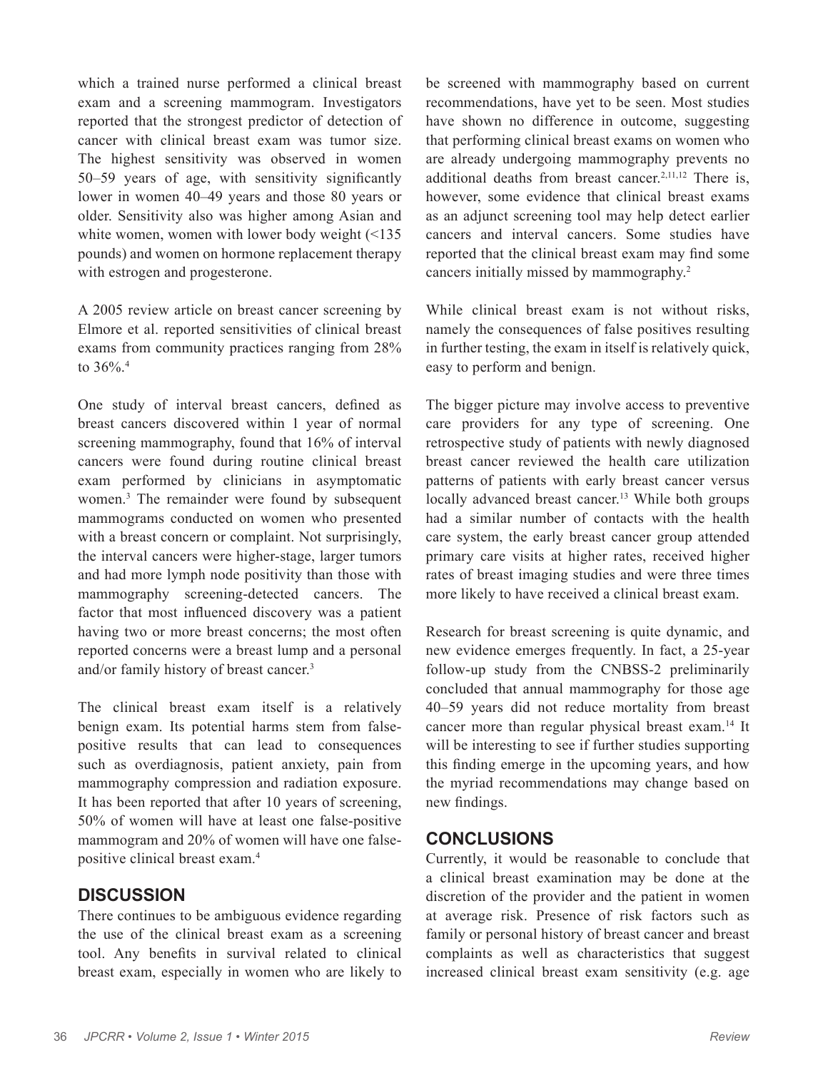which a trained nurse performed a clinical breast exam and a screening mammogram. Investigators reported that the strongest predictor of detection of cancer with clinical breast exam was tumor size. The highest sensitivity was observed in women 50–59 years of age, with sensitivity significantly lower in women 40–49 years and those 80 years or older. Sensitivity also was higher among Asian and white women, women with lower body weight (<135 pounds) and women on hormone replacement therapy with estrogen and progesterone.

A 2005 review article on breast cancer screening by Elmore et al. reported sensitivities of clinical breast exams from community practices ranging from 28% to 36%.[4]

One study of interval breast cancers, defined as breast cancers discovered within 1 year of normal screening mammography, found that 16% of interval cancers were found during routine clinical breast exam performed by clinicians in asymptomatic women.[3] The remainder were found by subsequent mammograms conducted on women who presented with a breast concern or complaint. Not surprisingly, the interval cancers were higher-stage, larger tumors and had more lymph node positivity than those with mammography screening-detected cancers. The factor that most influenced discovery was a patient having two or more breast concerns; the most often reported concerns were a breast lump and a personal and/or family history of breast cancer.[3]

The clinical breast exam itself is a relatively benign exam. Its potential harms stem from false-positive results that can lead to consequences such as overdiagnosis, patient anxiety, pain from mammography compression and radiation exposure. It has been reported that after 10 years of screening, 50% of women will have at least one false-positive mammogram and 20% of women will have one false-positive clinical breast exam.[4]

## DISCUSSION

There continues to be ambiguous evidence regarding the use of the clinical breast exam as a screening tool. Any benefits in survival related to clinical breast exam, especially in women who are likely to be screened with mammography based on current recommendations, have yet to be seen. Most studies have shown no difference in outcome, suggesting that performing clinical breast exams on women who are already undergoing mammography prevents no additional deaths from breast cancer.[2,11,12] There is, however, some evidence that clinical breast exams as an adjunct screening tool may help detect earlier cancers and interval cancers. Some studies have reported that the clinical breast exam may find some cancers initially missed by mammography.[2]

While clinical breast exam is not without risks, namely the consequences of false positives resulting in further testing, the exam in itself is relatively quick, easy to perform and benign.

The bigger picture may involve access to preventive care providers for any type of screening. One retrospective study of patients with newly diagnosed breast cancer reviewed the health care utilization patterns of patients with early breast cancer versus locally advanced breast cancer.[13] While both groups had a similar number of contacts with the health care system, the early breast cancer group attended primary care visits at higher rates, received higher rates of breast imaging studies and were three times more likely to have received a clinical breast exam.

Research for breast screening is quite dynamic, and new evidence emerges frequently. In fact, a 25-year follow-up study from the CNBSS-2 preliminarily concluded that annual mammography for those age 40–59 years did not reduce mortality from breast cancer more than regular physical breast exam.[14] It will be interesting to see if further studies supporting this finding emerge in the upcoming years, and how the myriad recommendations may change based on new findings.

## CONCLUSIONS

Currently, it would be reasonable to conclude that a clinical breast examination may be done at the discretion of the provider and the patient in women at average risk. Presence of risk factors such as family or personal history of breast cancer and breast complaints as well as characteristics that suggest increased clinical breast exam sensitivity (e.g. age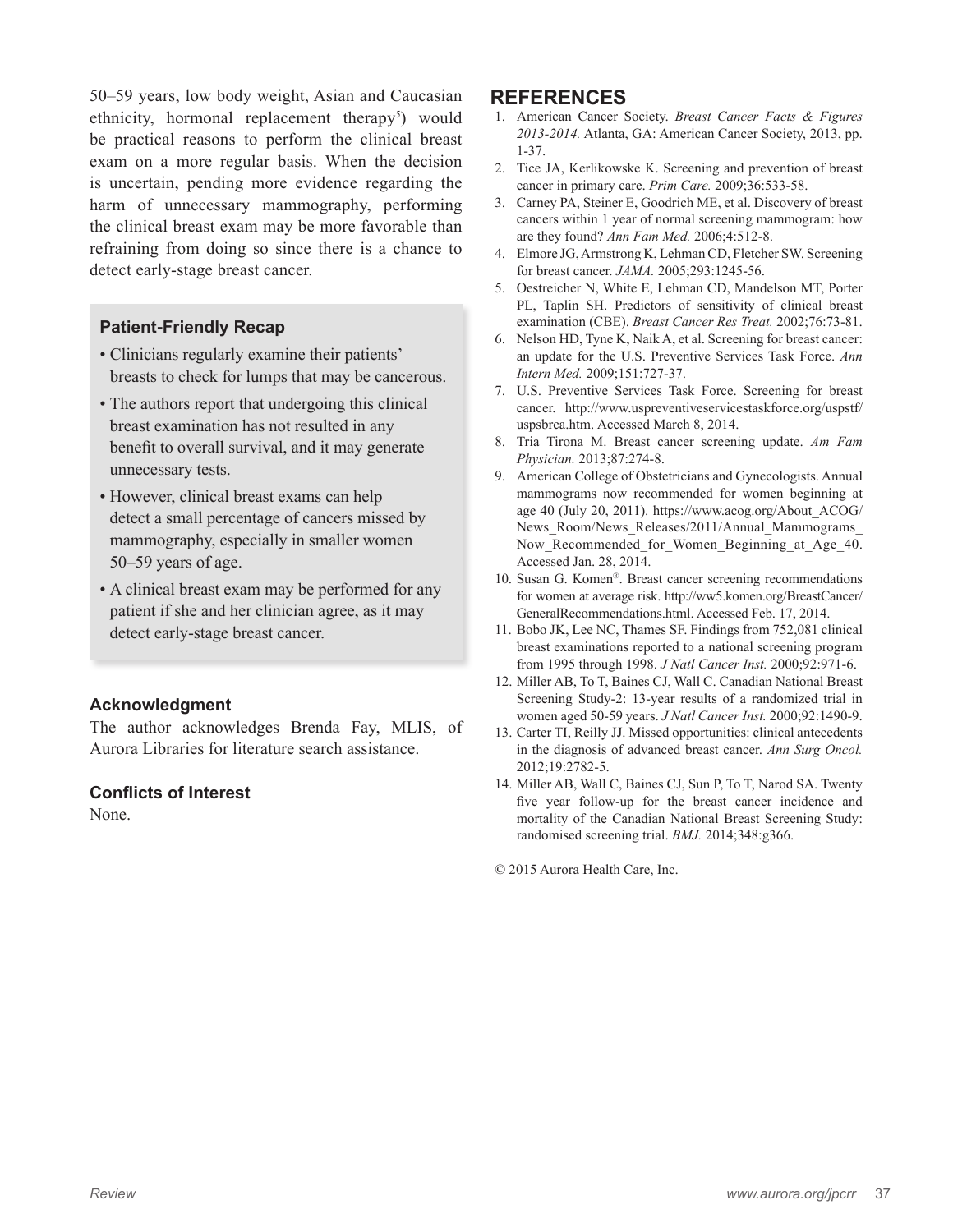50–59 years, low body weight, Asian and Caucasian ethnicity, hormonal replacement therapy[5]) would be practical reasons to perform the clinical breast exam on a more regular basis. When the decision is uncertain, pending more evidence regarding the harm of unnecessary mammography, performing the clinical breast exam may be more favorable than refraining from doing so since there is a chance to detect early-stage breast cancer.

### Patient-Friendly Recap

- Clinicians regularly examine their patients' breasts to check for lumps that may be cancerous.
- The authors report that undergoing this clinical breast examination has not resulted in any benefit to overall survival, and it may generate unnecessary tests.
- However, clinical breast exams can help detect a small percentage of cancers missed by mammography, especially in smaller women 50–59 years of age.
- A clinical breast exam may be performed for any patient if she and her clinician agree, as it may detect early-stage breast cancer.

### Acknowledgment

The author acknowledges Brenda Fay, MLIS, of Aurora Libraries for literature search assistance.

### Conflicts of Interest

None.

## REFERENCES

1. American Cancer Society. *Breast Cancer Facts & Figures 2013-2014.* Atlanta, GA: American Cancer Society, 2013, pp. 1-37.
2. Tice JA, Kerlikowske K. Screening and prevention of breast cancer in primary care. *Prim Care.* 2009;36:533-58.
3. Carney PA, Steiner E, Goodrich ME, et al. Discovery of breast cancers within 1 year of normal screening mammogram: how are they found? *Ann Fam Med.* 2006;4:512-8.
4. Elmore JG, Armstrong K, Lehman CD, Fletcher SW. Screening for breast cancer. *JAMA.* 2005;293:1245-56.
5. Oestreicher N, White E, Lehman CD, Mandelson MT, Porter PL, Taplin SH. Predictors of sensitivity of clinical breast examination (CBE). *Breast Cancer Res Treat.* 2002;76:73-81.
6. Nelson HD, Tyne K, Naik A, et al. Screening for breast cancer: an update for the U.S. Preventive Services Task Force. *Ann Intern Med.* 2009;151:727-37.
7. U.S. Preventive Services Task Force. Screening for breast cancer. http://www.uspreventiveservicestaskforce.org/uspstf/uspsbrca.htm. Accessed March 8, 2014.
8. Tria Tirona M. Breast cancer screening update. *Am Fam Physician.* 2013;87:274-8.
9. American College of Obstetricians and Gynecologists. Annual mammograms now recommended for women beginning at age 40 (July 20, 2011). https://www.acog.org/About_ACOG/News_Room/News_Releases/2011/Annual_Mammograms_Now_Recommended_for_Women_Beginning_at_Age_40. Accessed Jan. 28, 2014.
10. Susan G. Komen®. Breast cancer screening recommendations for women at average risk. http://ww5.komen.org/BreastCancer/GeneralRecommendations.html. Accessed Feb. 17, 2014.
11. Bobo JK, Lee NC, Thames SF. Findings from 752,081 clinical breast examinations reported to a national screening program from 1995 through 1998. *J Natl Cancer Inst.* 2000;92:971-6.
12. Miller AB, To T, Baines CJ, Wall C. Canadian National Breast Screening Study-2: 13-year results of a randomized trial in women aged 50-59 years. *J Natl Cancer Inst.* 2000;92:1490-9.
13. Carter TI, Reilly JJ. Missed opportunities: clinical antecedents in the diagnosis of advanced breast cancer. *Ann Surg Oncol.* 2012;19:2782-5.
14. Miller AB, Wall C, Baines CJ, Sun P, To T, Narod SA. Twenty five year follow-up for the breast cancer incidence and mortality of the Canadian National Breast Screening Study: randomised screening trial. *BMJ.* 2014;348:g366.

© 2015 Aurora Health Care, Inc.